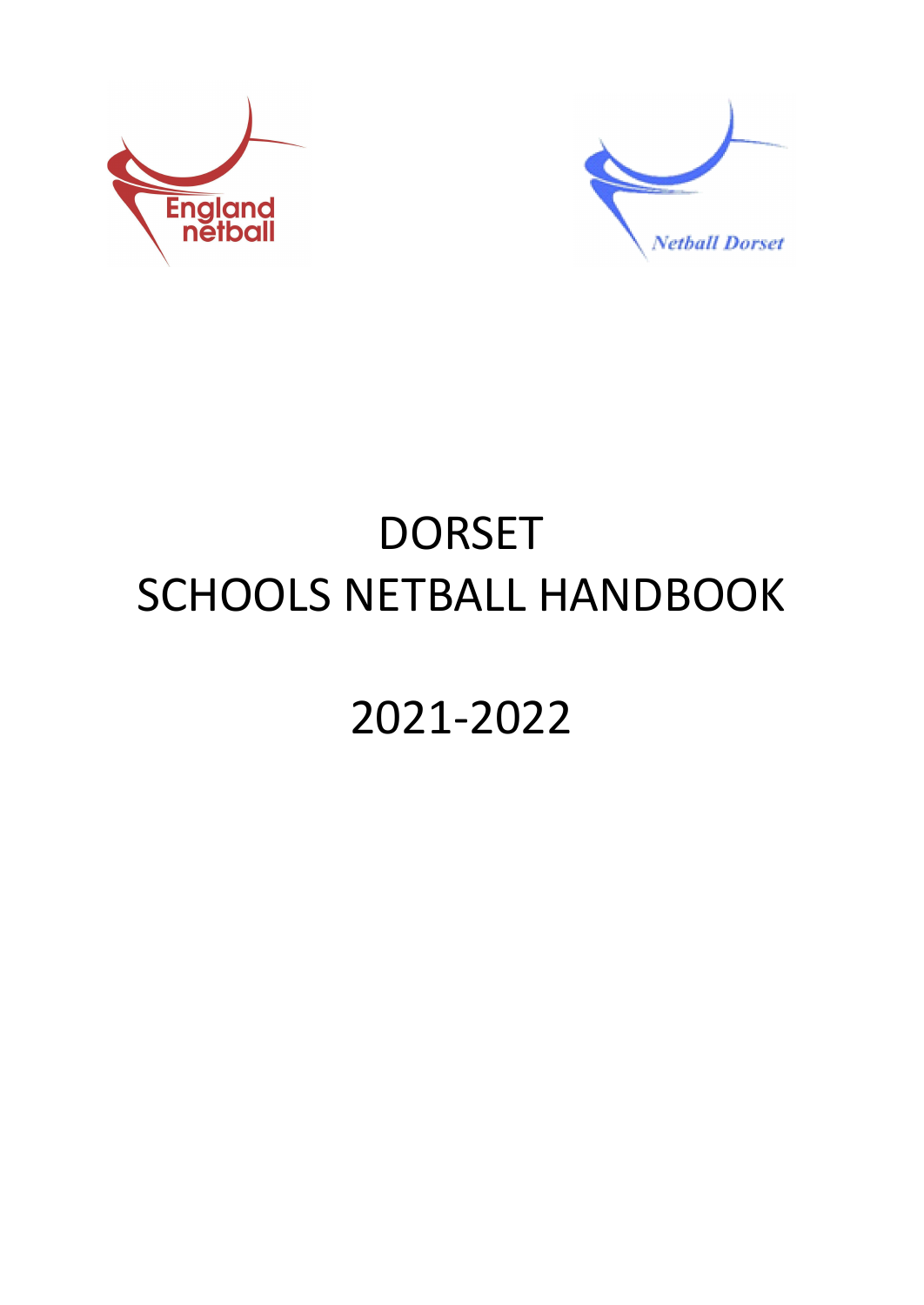England netball

Netball Dorset

# DORSET
# SCHOOLS NETBALL HANDBOOK

# 2021-2022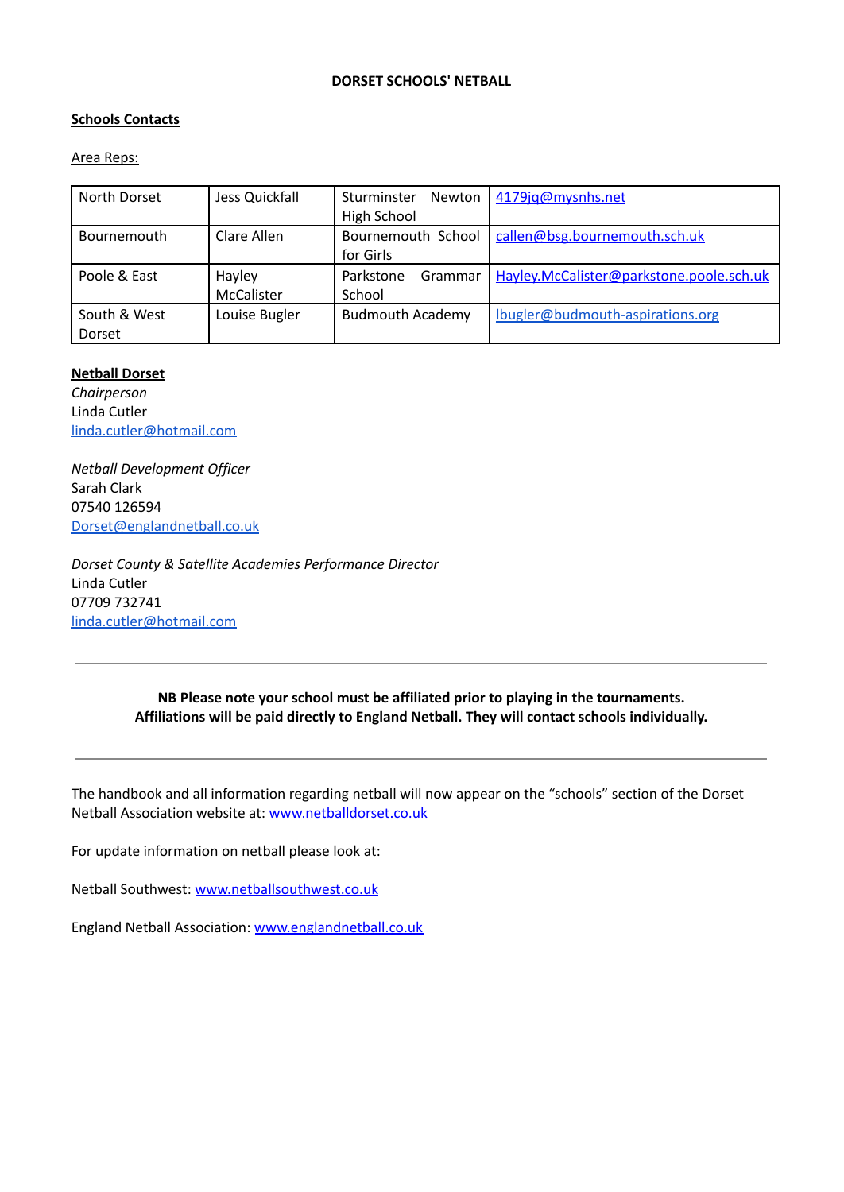**DORSET SCHOOLS' NETBALL**

**Schools Contacts**

Area Reps:

| | | | |
|---|---|---|---|
| North Dorset | Jess Quickfall | Sturminster Newton High School | 4179jq@mysnhs.net |
| Bournemouth | Clare Allen | Bournemouth School for Girls | callen@bsg.bournemouth.sch.uk |
| Poole & East | Hayley McCalister | Parkstone Grammar School | Hayley.McCalister@parkstone.poole.sch.uk |
| South & West Dorset | Louise Bugler | Budmouth Academy | lbugler@budmouth-aspirations.org |

**Netball Dorset**

*Chairperson*
Linda Cutler
linda.cutler@hotmail.com

*Netball Development Officer*
Sarah Clark
07540 126594
Dorset@englandnetball.co.uk

*Dorset County & Satellite Academies Performance Director*
Linda Cutler
07709 732741
linda.cutler@hotmail.com

---

**NB Please note your school must be affiliated prior to playing in the tournaments. Affiliations will be paid directly to England Netball. They will contact schools individually.**

---

The handbook and all information regarding netball will now appear on the "schools" section of the Dorset Netball Association website at: www.netballdorset.co.uk

For update information on netball please look at:

Netball Southwest: www.netballsouthwest.co.uk

England Netball Association: www.englandnetball.co.uk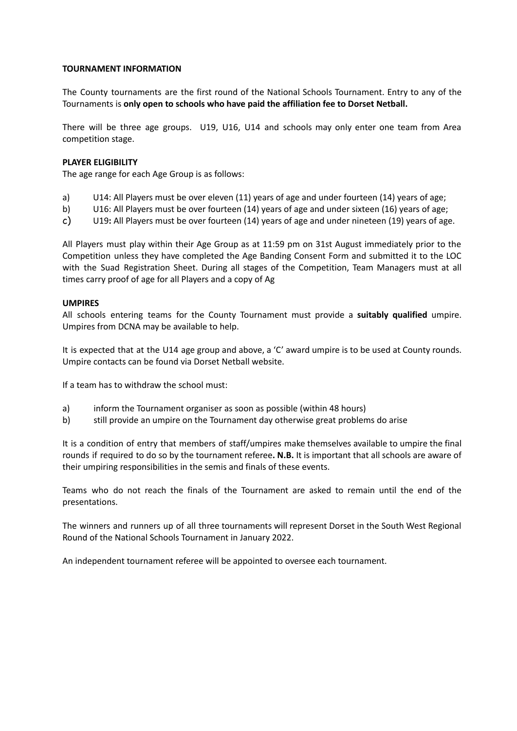**TOURNAMENT INFORMATION**

The County tournaments are the first round of the National Schools Tournament. Entry to any of the Tournaments is **only open to schools who have paid the affiliation fee to Dorset Netball.**

There will be three age groups. U19, U16, U14 and schools may only enter one team from Area competition stage.

**PLAYER ELIGIBILITY**
The age range for each Age Group is as follows:

a) U14: All Players must be over eleven (11) years of age and under fourteen (14) years of age;
b) U16: All Players must be over fourteen (14) years of age and under sixteen (16) years of age;
c) U19**:** All Players must be over fourteen (14) years of age and under nineteen (19) years of age.

All Players must play within their Age Group as at 11:59 pm on 31st August immediately prior to the Competition unless they have completed the Age Banding Consent Form and submitted it to the LOC with the Suad Registration Sheet. During all stages of the Competition, Team Managers must at all times carry proof of age for all Players and a copy of Ag

**UMPIRES**
All schools entering teams for the County Tournament must provide a **suitably qualified** umpire. Umpires from DCNA may be available to help.

It is expected that at the U14 age group and above, a 'C' award umpire is to be used at County rounds. Umpire contacts can be found via Dorset Netball website.

If a team has to withdraw the school must:

a) inform the Tournament organiser as soon as possible (within 48 hours)
b) still provide an umpire on the Tournament day otherwise great problems do arise

It is a condition of entry that members of staff/umpires make themselves available to umpire the final rounds if required to do so by the tournament referee**. N.B.** It is important that all schools are aware of their umpiring responsibilities in the semis and finals of these events.

Teams who do not reach the finals of the Tournament are asked to remain until the end of the presentations.

The winners and runners up of all three tournaments will represent Dorset in the South West Regional Round of the National Schools Tournament in January 2022.

An independent tournament referee will be appointed to oversee each tournament.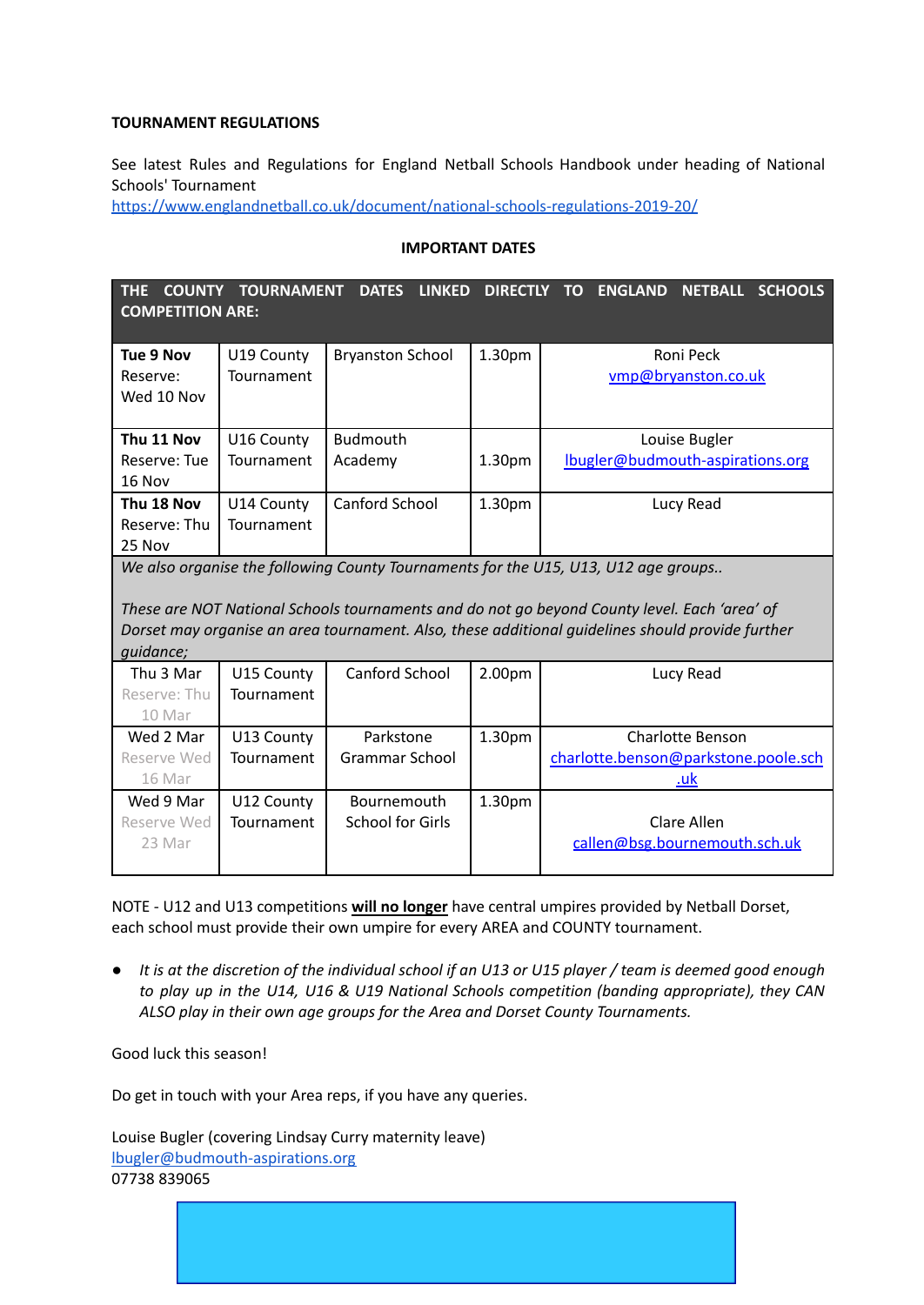**TOURNAMENT REGULATIONS**

See latest Rules and Regulations for England Netball Schools Handbook under heading of National Schools' Tournament
https://www.englandnetball.co.uk/document/national-schools-regulations-2019-20/

**IMPORTANT DATES**

| | | | | |
|---|---|---|---|---|
| **THE COUNTY TOURNAMENT DATES LINKED DIRECTLY TO ENGLAND NETBALL SCHOOLS COMPETITION ARE:** | | | | |
| **Tue 9 Nov** Reserve: Wed 10 Nov | U19 County Tournament | Bryanston School | 1.30pm | Roni Peck vmp@bryanston.co.uk |
| **Thu 11 Nov** Reserve: Tue 16 Nov | U16 County Tournament | Budmouth Academy | 1.30pm | Louise Bugler lbugler@budmouth-aspirations.org |
| **Thu 18 Nov** Reserve: Thu 25 Nov | U14 County Tournament | Canford School | 1.30pm | Lucy Read |
| *We also organise the following County Tournaments for the U15, U13, U12 age groups.. These are NOT National Schools tournaments and do not go beyond County level. Each 'area' of Dorset may organise an area tournament. Also, these additional guidelines should provide further guidance;* | | | | |
| Thu 3 Mar Reserve: Thu 10 Mar | U15 County Tournament | Canford School | 2.00pm | Lucy Read |
| Wed 2 Mar Reserve Wed 16 Mar | U13 County Tournament | Parkstone Grammar School | 1.30pm | Charlotte Benson charlotte.benson@parkstone.poole.sch.uk |
| Wed 9 Mar Reserve Wed 23 Mar | U12 County Tournament | Bournemouth School for Girls | 1.30pm | Clare Allen callen@bsg.bournemouth.sch.uk |

NOTE - U12 and U13 competitions **will no longer** have central umpires provided by Netball Dorset, each school must provide their own umpire for every AREA and COUNTY tournament.

- *It is at the discretion of the individual school if an U13 or U15 player / team is deemed good enough to play up in the U14, U16 & U19 National Schools competition (banding appropriate), they CAN ALSO play in their own age groups for the Area and Dorset County Tournaments.*

Good luck this season!

Do get in touch with your Area reps, if you have any queries.

Louise Bugler (covering Lindsay Curry maternity leave)
lbugler@budmouth-aspirations.org
07738 839065